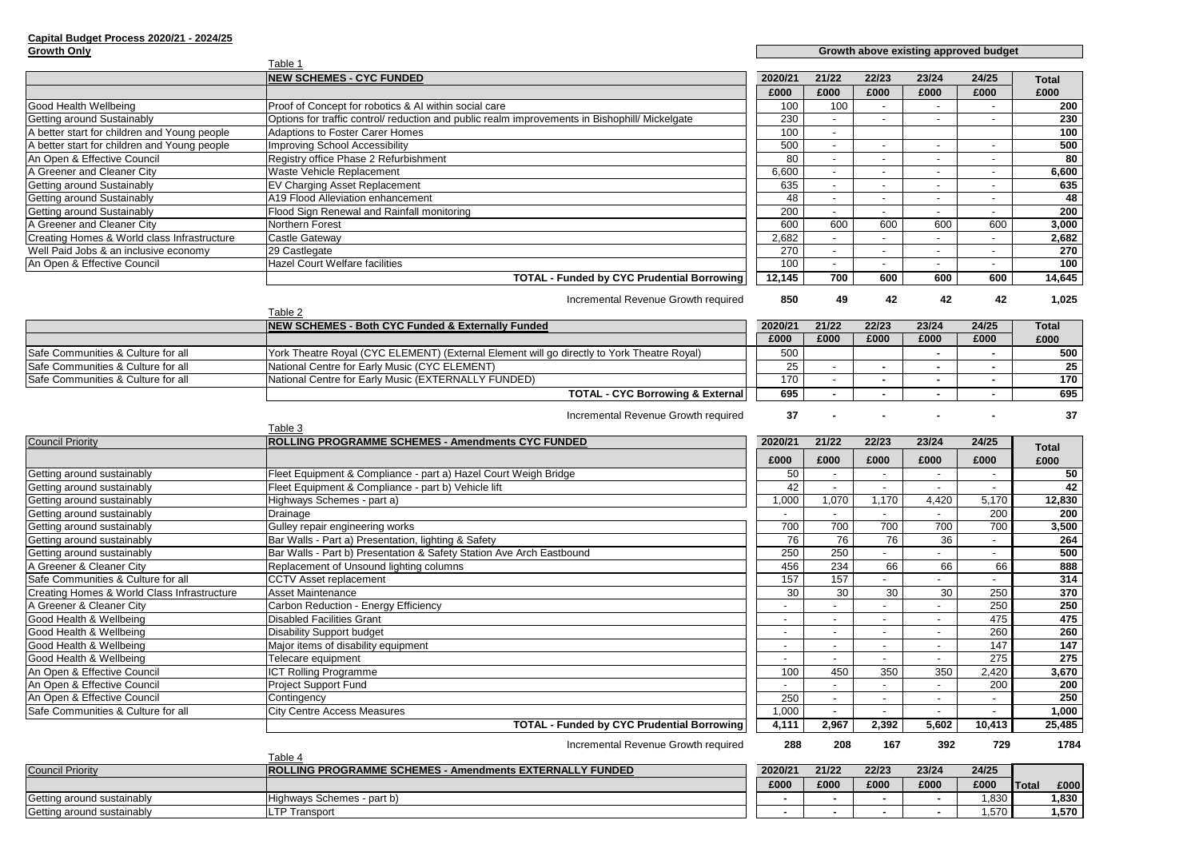**Capital Budget Process 2020/21 - 2024/25**

**Growth Only**

**Growth above existing approved budget**

Table 1

| | NEW SCHEMES - CYC FUNDED | 2020/21 | 21/22 | 22/23 | 23/24 | 24/25 | Total |
|---|---|---|---|---|---|---|---|
| | | £000 | £000 | £000 | £000 | £000 | £000 |
| Good Health Wellbeing | Proof of Concept for robotics & AI within social care | 100 | 100 | - | - | - | 200 |
| Getting around Sustainably | Options for traffic control/ reduction and public realm improvements in Bishophill/ Mickelgate | 230 | - | - | - | - | 230 |
| A better start for children and Young people | Adaptions to Foster Carer Homes | 100 | - | | | | 100 |
| A better start for children and Young people | Improving School Accessibility | 500 | - | - | - | - | 500 |
| An Open & Effective Council | Registry office Phase 2 Refurbishment | 80 | - | - | - | - | 80 |
| A Greener and Cleaner City | Waste Vehicle Replacement | 6,600 | - | - | - | - | 6,600 |
| Getting around Sustainably | EV Charging Asset Replacement | 635 | - | - | - | - | 635 |
| Getting around Sustainably | A19 Flood Alleviation enhancement | 48 | - | - | - | - | 48 |
| Getting around Sustainably | Flood Sign Renewal and Rainfall monitoring | 200 | - | - | - | - | 200 |
| A Greener and Cleaner City | Northern Forest | 600 | 600 | 600 | 600 | 600 | 3,000 |
| Creating Homes & World class Infrastructure | Castle Gateway | 2,682 | - | - | - | - | 2,682 |
| Well Paid Jobs & an inclusive economy | 29 Castlegate | 270 | - | - | - | - | 270 |
| An Open & Effective Council | Hazel Court Welfare facilities | 100 | - | - | - | - | 100 |
| | **TOTAL - Funded by CYC Prudential Borrowing** | **12,145** | **700** | **600** | **600** | **600** | **14,645** |
| | Incremental Revenue Growth required | **850** | **49** | **42** | **42** | **42** | **1,025** |

Table 2

| | NEW SCHEMES - Both CYC Funded & Externally Funded | 2020/21 | 21/22 | 22/23 | 23/24 | 24/25 | Total |
|---|---|---|---|---|---|---|---|
| | | £000 | £000 | £000 | £000 | £000 | £000 |
| Safe Communities & Culture for all | York Theatre Royal (CYC ELEMENT) (External Element will go directly to York Theatre Royal) | 500 | | | - | - | 500 |
| Safe Communities & Culture for all | National Centre for Early Music (CYC ELEMENT) | 25 | - | - | - | - | 25 |
| Safe Communities & Culture for all | National Centre for Early Music (EXTERNALLY FUNDED) | 170 | - | - | - | - | 170 |
| | **TOTAL - CYC Borrowing & External** | **695** | **-** | **-** | **-** | **-** | **695** |
| | Incremental Revenue Growth required | **37** | **-** | **-** | **-** | **-** | **37** |

Table 3

| Council Priority | ROLLING PROGRAMME SCHEMES - Amendments CYC FUNDED | 2020/21 | 21/22 | 22/23 | 23/24 | 24/25 | Total |
|---|---|---|---|---|---|---|---|
| | | £000 | £000 | £000 | £000 | £000 | £000 |
| Getting around sustainably | Fleet Equipment & Compliance - part a) Hazel Court Weigh Bridge | 50 | - | - | - | - | 50 |
| Getting around sustainably | Fleet Equipment & Compliance - part b) Vehicle lift | 42 | - | - | - | - | 42 |
| Getting around sustainably | Highways Schemes - part a) | 1,000 | 1,070 | 1,170 | 4,420 | 5,170 | 12,830 |
| Getting around sustainably | Drainage | - | - | - | - | 200 | 200 |
| Getting around sustainably | Gulley repair engineering works | 700 | 700 | 700 | 700 | 700 | 3,500 |
| Getting around sustainably | Bar Walls - Part a) Presentation, lighting & Safety | 76 | 76 | 76 | 36 | - | 264 |
| Getting around sustainably | Bar Walls - Part b) Presentation & Safety Station Ave Arch Eastbound | 250 | 250 | - | - | - | 500 |
| A Greener & Cleaner City | Replacement of Unsound lighting columns | 456 | 234 | 66 | 66 | 66 | 888 |
| Safe Communities & Culture for all | CCTV Asset replacement | 157 | 157 | - | - | - | 314 |
| Creating Homes & World Class Infrastructure | Asset Maintenance | 30 | 30 | 30 | 30 | 250 | 370 |
| A Greener & Cleaner City | Carbon Reduction - Energy Efficiency | - | - | - | - | 250 | 250 |
| Good Health & Wellbeing | Disabled Facilities Grant | - | - | - | - | 475 | 475 |
| Good Health & Wellbeing | Disability Support budget | - | - | - | - | 260 | 260 |
| Good Health & Wellbeing | Major items of disability equipment | - | - | - | - | 147 | 147 |
| Good Health & Wellbeing | Telecare equipment | - | - | - | - | 275 | 275 |
| An Open & Effective Council | ICT Rolling Programme | 100 | 450 | 350 | 350 | 2,420 | 3,670 |
| An Open & Effective Council | Project Support Fund | - | - | - | - | 200 | 200 |
| An Open & Effective Council | Contingency | 250 | - | - | - | - | 250 |
| Safe Communities & Culture for all | City Centre Access Measures | 1,000 | - | - | - | - | 1,000 |
| | **TOTAL - Funded by CYC Prudential Borrowing** | **4,111** | **2,967** | **2,392** | **5,602** | **10,413** | **25,485** |
| | Incremental Revenue Growth required | **288** | **208** | **167** | **392** | **729** | **1784** |

Table 4

| Council Priority | ROLLING PROGRAMME SCHEMES - Amendments EXTERNALLY FUNDED | 2020/21 | 21/22 | 22/23 | 23/24 | 24/25 | Total £000 |
|---|---|---|---|---|---|---|---|
| | | £000 | £000 | £000 | £000 | £000 | |
| Getting around sustainably | Highways Schemes - part b) | - | - | - | - | 1,830 | 1,830 |
| Getting around sustainably | LTP Transport | - | - | - | - | 1,570 | 1,570 |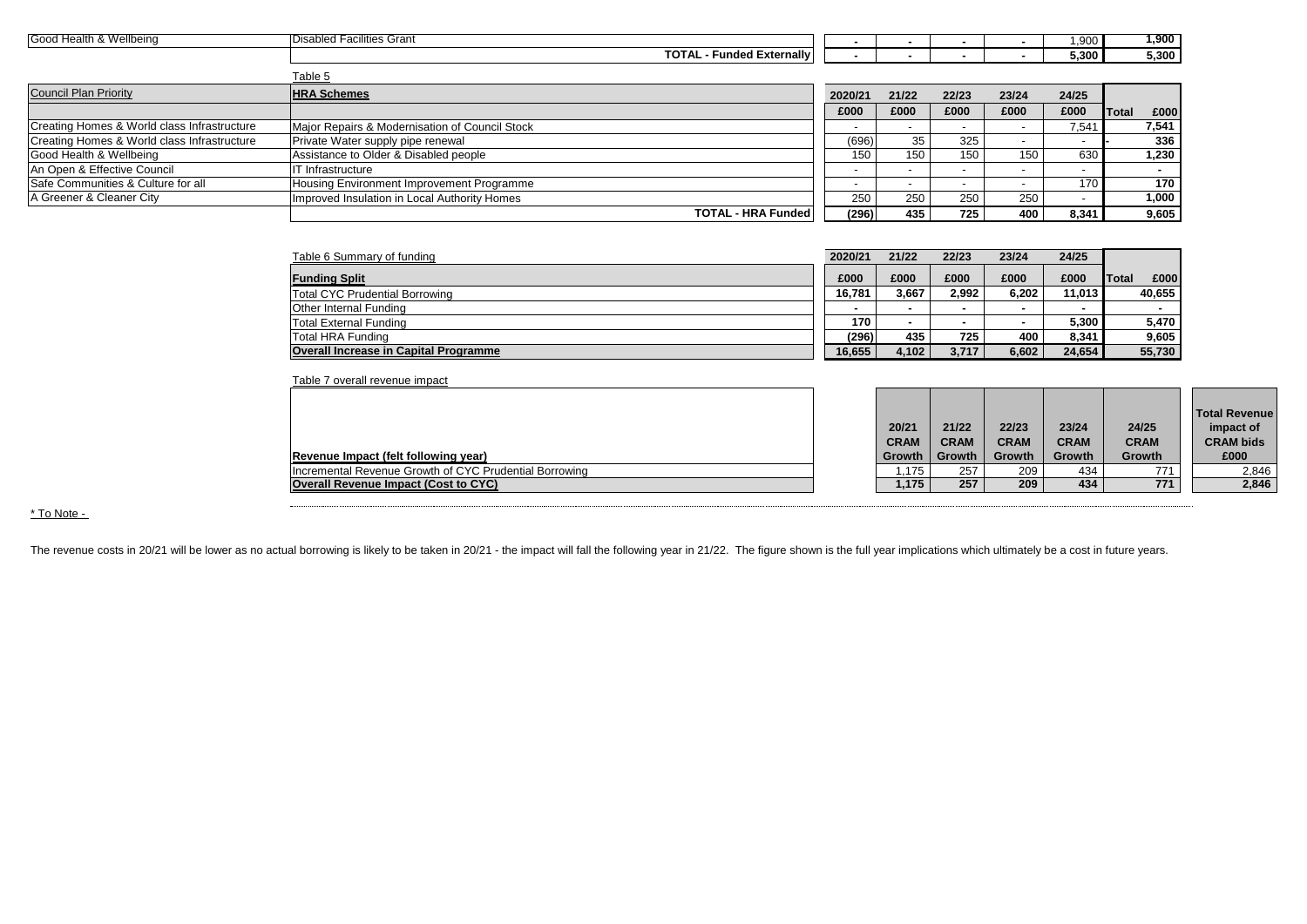| | | | | | | | |
|---|---|---|---|---|---|---|---|
| Good Health & Wellbeing | Disabled Facilities Grant | - | - | - | - | 1,900 | **1,900** |
| | **TOTAL - Funded Externally** | **-** | **-** | **-** | **-** | **5,300** | **5,300** |

Table 5

| Council Plan Priority | HRA Schemes | 2020/21 | 21/22 | 22/23 | 23/24 | 24/25 | |
|---|---|---|---|---|---|---|---|
| | | £000 | £000 | £000 | £000 | £000 | Total £000 |
| Creating Homes & World class Infrastructure | Major Repairs & Modernisation of Council Stock | - | - | - | - | 7,541 | **7,541** |
| Creating Homes & World class Infrastructure | Private Water supply pipe renewal | (696) | 35 | 325 | - | - | **336** |
| Good Health & Wellbeing | Assistance to Older & Disabled people | 150 | 150 | 150 | 150 | 630 | **1,230** |
| An Open & Effective Council | IT Infrastructure | - | - | - | - | - | **-** |
| Safe Communities & Culture for all | Housing Environment Improvement Programme | - | - | - | - | 170 | **170** |
| A Greener & Cleaner City | Improved Insulation in Local Authority Homes | 250 | 250 | 250 | 250 | - | **1,000** |
| | **TOTAL - HRA Funded** | **(296)** | **435** | **725** | **400** | **8,341** | **9,605** |

Table 6 Summary of funding

| Funding Split | 2020/21 £000 | 21/22 £000 | 22/23 £000 | 23/24 £000 | 24/25 £000 | Total £000 |
|---|---|---|---|---|---|---|
| Total CYC Prudential Borrowing | **16,781** | **3,667** | **2,992** | **6,202** | **11,013** | **40,655** |
| Other Internal Funding | **-** | **-** | **-** | **-** | **-** | **-** |
| Total External Funding | **170** | **-** | **-** | **-** | **5,300** | **5,470** |
| Total HRA Funding | **(296)** | **435** | **725** | **400** | **8,341** | **9,605** |
| **Overall Increase in Capital Programme** | **16,655** | **4,102** | **3,717** | **6,602** | **24,654** | **55,730** |

Table 7 overall revenue impact

| Revenue Impact (felt following year) | 20/21 CRAM Growth | 21/22 CRAM Growth | 22/23 CRAM Growth | 23/24 CRAM Growth | 24/25 CRAM Growth | Total Revenue impact of CRAM bids £000 |
|---|---|---|---|---|---|---|
| Incremental Revenue Growth of CYC Prudential Borrowing | 1,175 | 257 | 209 | 434 | 771 | 2,846 |
| **Overall Revenue Impact (Cost to CYC)** | **1,175** | **257** | **209** | **434** | **771** | **2,846** |

* To Note -

The revenue costs in 20/21 will be lower as no actual borrowing is likely to be taken in 20/21 - the impact will fall the following year in 21/22. The figure shown is the full year implications which ultimately be a cost in future years.